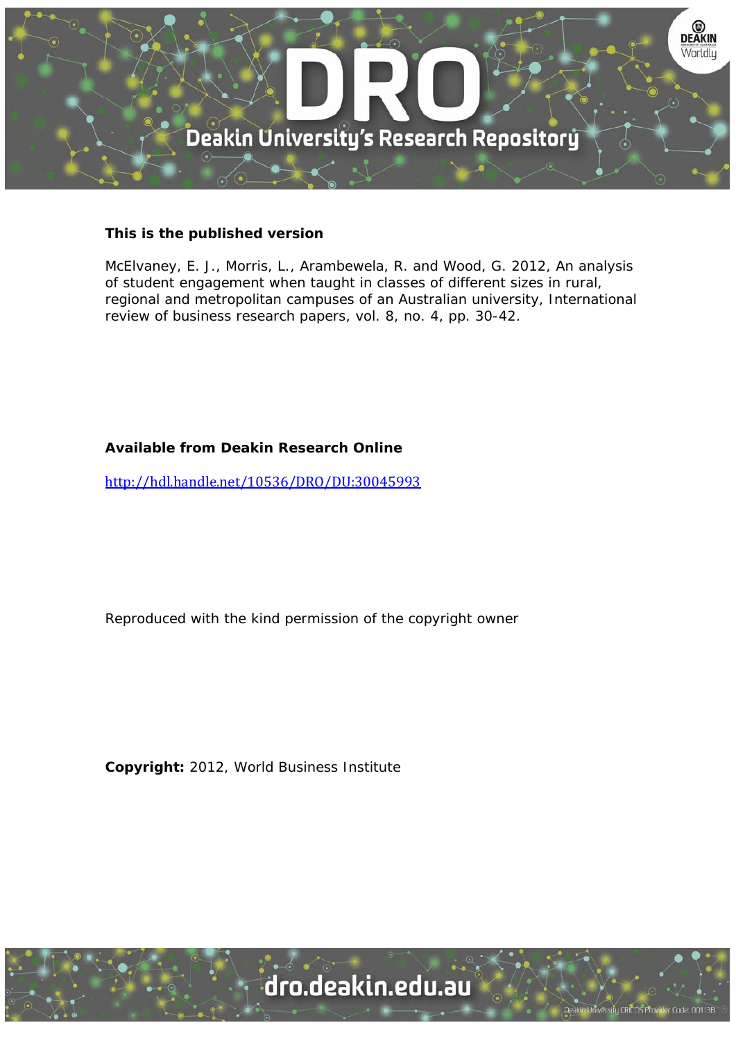**This is the published version**

McElvaney, E. J., Morris, L., Arambewela, R. and Wood, G. 2012, An analysis of student engagement when taught in classes of different sizes in rural, regional and metropolitan campuses of an Australian university, International review of business research papers, vol. 8, no. 4, pp. 30-42.

**Available from Deakin Research Online**

http://hdl.handle.net/10536/DRO/DU:30045993

Reproduced with the kind permission of the copyright owner

**Copyright:** 2012, World Business Institute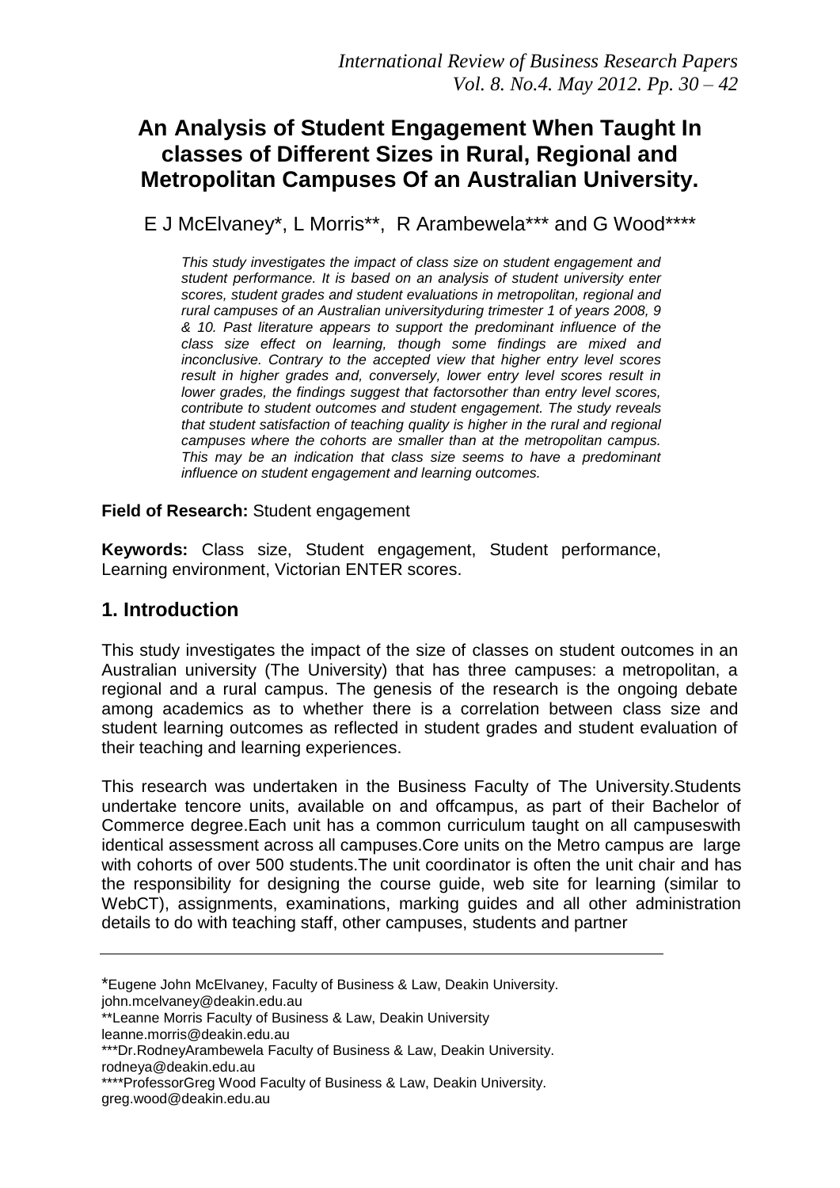# An Analysis of Student Engagement When Taught In classes of Different Sizes in Rural, Regional and Metropolitan Campuses Of an Australian University.

E J McElvaney*, L Morris**, R Arambewela*** and G Wood****

*This study investigates the impact of class size on student engagement and student performance. It is based on an analysis of student university enter scores, student grades and student evaluations in metropolitan, regional and rural campuses of an Australian universityduring trimester 1 of years 2008, 9 & 10. Past literature appears to support the predominant influence of the class size effect on learning, though some findings are mixed and inconclusive. Contrary to the accepted view that higher entry level scores result in higher grades and, conversely, lower entry level scores result in lower grades, the findings suggest that factorsother than entry level scores, contribute to student outcomes and student engagement. The study reveals that student satisfaction of teaching quality is higher in the rural and regional campuses where the cohorts are smaller than at the metropolitan campus. This may be an indication that class size seems to have a predominant influence on student engagement and learning outcomes.*

**Field of Research:** Student engagement

**Keywords:** Class size, Student engagement, Student performance, Learning environment, Victorian ENTER scores.

## 1. Introduction

This study investigates the impact of the size of classes on student outcomes in an Australian university (The University) that has three campuses: a metropolitan, a regional and a rural campus. The genesis of the research is the ongoing debate among academics as to whether there is a correlation between class size and student learning outcomes as reflected in student grades and student evaluation of their teaching and learning experiences.

This research was undertaken in the Business Faculty of The University.Students undertake tencore units, available on and offcampus, as part of their Bachelor of Commerce degree.Each unit has a common curriculum taught on all campuseswith identical assessment across all campuses.Core units on the Metro campus are large with cohorts of over 500 students.The unit coordinator is often the unit chair and has the responsibility for designing the course guide, web site for learning (similar to WebCT), assignments, examinations, marking guides and all other administration details to do with teaching staff, other campuses, students and partner

---

*Eugene John McElvaney, Faculty of Business & Law, Deakin University. john.mcelvaney@deakin.edu.au

**Leanne Morris Faculty of Business & Law, Deakin University leanne.morris@deakin.edu.au

***Dr.RodneyArambewela Faculty of Business & Law, Deakin University. rodneya@deakin.edu.au

****ProfessorGreg Wood Faculty of Business & Law, Deakin University. greg.wood@deakin.edu.au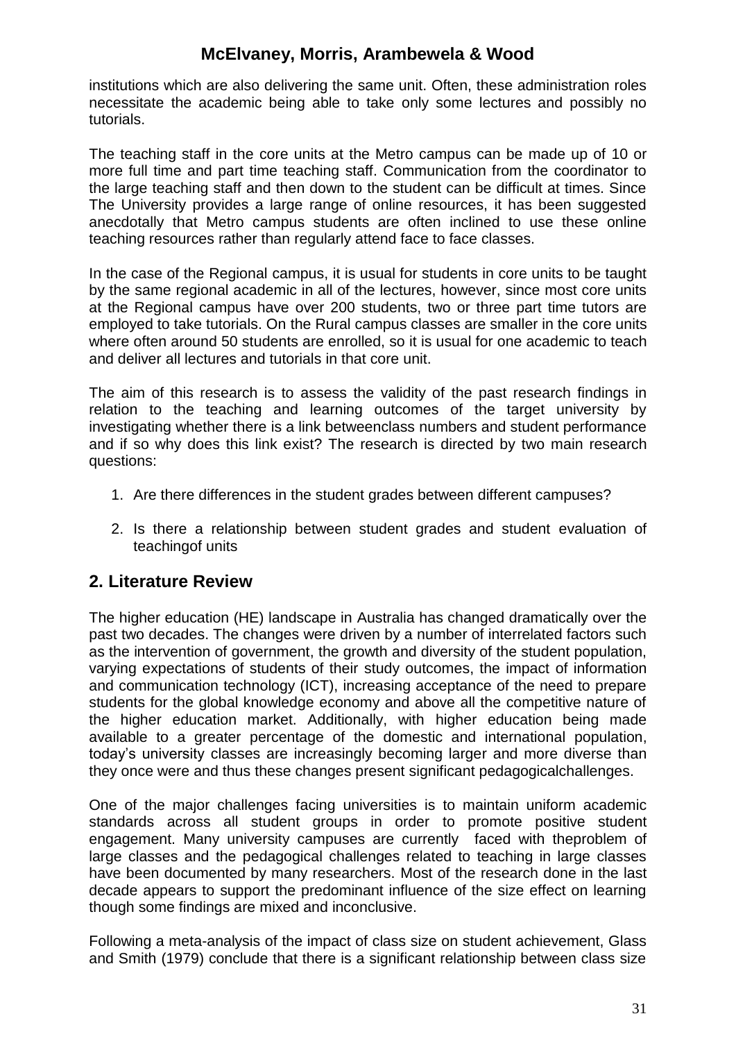institutions which are also delivering the same unit. Often, these administration roles necessitate the academic being able to take only some lectures and possibly no tutorials.

The teaching staff in the core units at the Metro campus can be made up of 10 or more full time and part time teaching staff. Communication from the coordinator to the large teaching staff and then down to the student can be difficult at times. Since The University provides a large range of online resources, it has been suggested anecdotally that Metro campus students are often inclined to use these online teaching resources rather than regularly attend face to face classes.

In the case of the Regional campus, it is usual for students in core units to be taught by the same regional academic in all of the lectures, however, since most core units at the Regional campus have over 200 students, two or three part time tutors are employed to take tutorials. On the Rural campus classes are smaller in the core units where often around 50 students are enrolled, so it is usual for one academic to teach and deliver all lectures and tutorials in that core unit.

The aim of this research is to assess the validity of the past research findings in relation to the teaching and learning outcomes of the target university by investigating whether there is a link betweenclass numbers and student performance and if so why does this link exist? The research is directed by two main research questions:

1. Are there differences in the student grades between different campuses?

2. Is there a relationship between student grades and student evaluation of teachingof units

## 2. Literature Review

The higher education (HE) landscape in Australia has changed dramatically over the past two decades. The changes were driven by a number of interrelated factors such as the intervention of government, the growth and diversity of the student population, varying expectations of students of their study outcomes, the impact of information and communication technology (ICT), increasing acceptance of the need to prepare students for the global knowledge economy and above all the competitive nature of the higher education market. Additionally, with higher education being made available to a greater percentage of the domestic and international population, today's university classes are increasingly becoming larger and more diverse than they once were and thus these changes present significant pedagogicalchallenges.

One of the major challenges facing universities is to maintain uniform academic standards across all student groups in order to promote positive student engagement. Many university campuses are currently faced with theproblem of large classes and the pedagogical challenges related to teaching in large classes have been documented by many researchers. Most of the research done in the last decade appears to support the predominant influence of the size effect on learning though some findings are mixed and inconclusive.

Following a meta-analysis of the impact of class size on student achievement, Glass and Smith (1979) conclude that there is a significant relationship between class size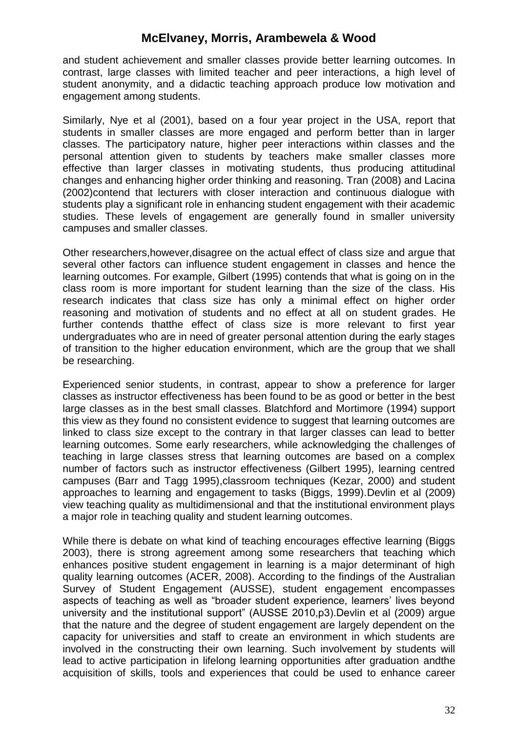and student achievement and smaller classes provide better learning outcomes. In contrast, large classes with limited teacher and peer interactions, a high level of student anonymity, and a didactic teaching approach produce low motivation and engagement among students.

Similarly, Nye et al (2001), based on a four year project in the USA, report that students in smaller classes are more engaged and perform better than in larger classes. The participatory nature, higher peer interactions within classes and the personal attention given to students by teachers make smaller classes more effective than larger classes in motivating students, thus producing attitudinal changes and enhancing higher order thinking and reasoning. Tran (2008) and Lacina (2002)contend that lecturers with closer interaction and continuous dialogue with students play a significant role in enhancing student engagement with their academic studies. These levels of engagement are generally found in smaller university campuses and smaller classes.

Other researchers,however,disagree on the actual effect of class size and argue that several other factors can influence student engagement in classes and hence the learning outcomes. For example, Gilbert (1995) contends that what is going on in the class room is more important for student learning than the size of the class. His research indicates that class size has only a minimal effect on higher order reasoning and motivation of students and no effect at all on student grades. He further contends thatthe effect of class size is more relevant to first year undergraduates who are in need of greater personal attention during the early stages of transition to the higher education environment, which are the group that we shall be researching.

Experienced senior students, in contrast, appear to show a preference for larger classes as instructor effectiveness has been found to be as good or better in the best large classes as in the best small classes. Blatchford and Mortimore (1994) support this view as they found no consistent evidence to suggest that learning outcomes are linked to class size except to the contrary in that larger classes can lead to better learning outcomes. Some early researchers, while acknowledging the challenges of teaching in large classes stress that learning outcomes are based on a complex number of factors such as instructor effectiveness (Gilbert 1995), learning centred campuses (Barr and Tagg 1995),classroom techniques (Kezar, 2000) and student approaches to learning and engagement to tasks (Biggs, 1999).Devlin et al (2009) view teaching quality as multidimensional and that the institutional environment plays a major role in teaching quality and student learning outcomes.

While there is debate on what kind of teaching encourages effective learning (Biggs 2003), there is strong agreement among some researchers that teaching which enhances positive student engagement in learning is a major determinant of high quality learning outcomes (ACER, 2008). According to the findings of the Australian Survey of Student Engagement (AUSSE), student engagement encompasses aspects of teaching as well as "broader student experience, learners' lives beyond university and the institutional support" (AUSSE 2010,p3).Devlin et al (2009) argue that the nature and the degree of student engagement are largely dependent on the capacity for universities and staff to create an environment in which students are involved in the constructing their own learning. Such involvement by students will lead to active participation in lifelong learning opportunities after graduation andthe acquisition of skills, tools and experiences that could be used to enhance career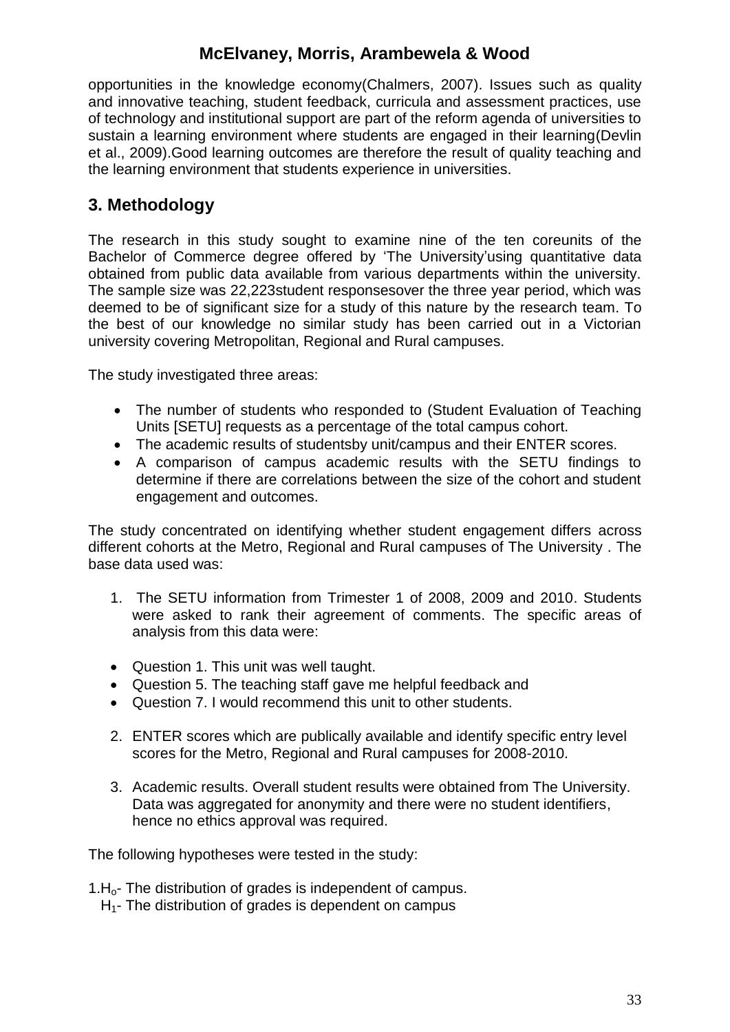opportunities in the knowledge economy(Chalmers, 2007). Issues such as quality and innovative teaching, student feedback, curricula and assessment practices, use of technology and institutional support are part of the reform agenda of universities to sustain a learning environment where students are engaged in their learning(Devlin et al., 2009).Good learning outcomes are therefore the result of quality teaching and the learning environment that students experience in universities.

## 3. Methodology

The research in this study sought to examine nine of the ten coreunits of the Bachelor of Commerce degree offered by 'The University'using quantitative data obtained from public data available from various departments within the university. The sample size was 22,223student responsesover the three year period, which was deemed to be of significant size for a study of this nature by the research team. To the best of our knowledge no similar study has been carried out in a Victorian university covering Metropolitan, Regional and Rural campuses.

The study investigated three areas:

- The number of students who responded to (Student Evaluation of Teaching Units [SETU] requests as a percentage of the total campus cohort.
- The academic results of studentsby unit/campus and their ENTER scores.
- A comparison of campus academic results with the SETU findings to determine if there are correlations between the size of the cohort and student engagement and outcomes.

The study concentrated on identifying whether student engagement differs across different cohorts at the Metro, Regional and Rural campuses of The University . The base data used was:

1. The SETU information from Trimester 1 of 2008, 2009 and 2010. Students were asked to rank their agreement of comments. The specific areas of analysis from this data were:

- Question 1. This unit was well taught.
- Question 5. The teaching staff gave me helpful feedback and
- Question 7. I would recommend this unit to other students.

2. ENTER scores which are publically available and identify specific entry level scores for the Metro, Regional and Rural campuses for 2008-2010.

3. Academic results. Overall student results were obtained from The University. Data was aggregated for anonymity and there were no student identifiers, hence no ethics approval was required.

The following hypotheses were tested in the study:

1.$H_o$- The distribution of grades is independent of campus.
$H_1$- The distribution of grades is dependent on campus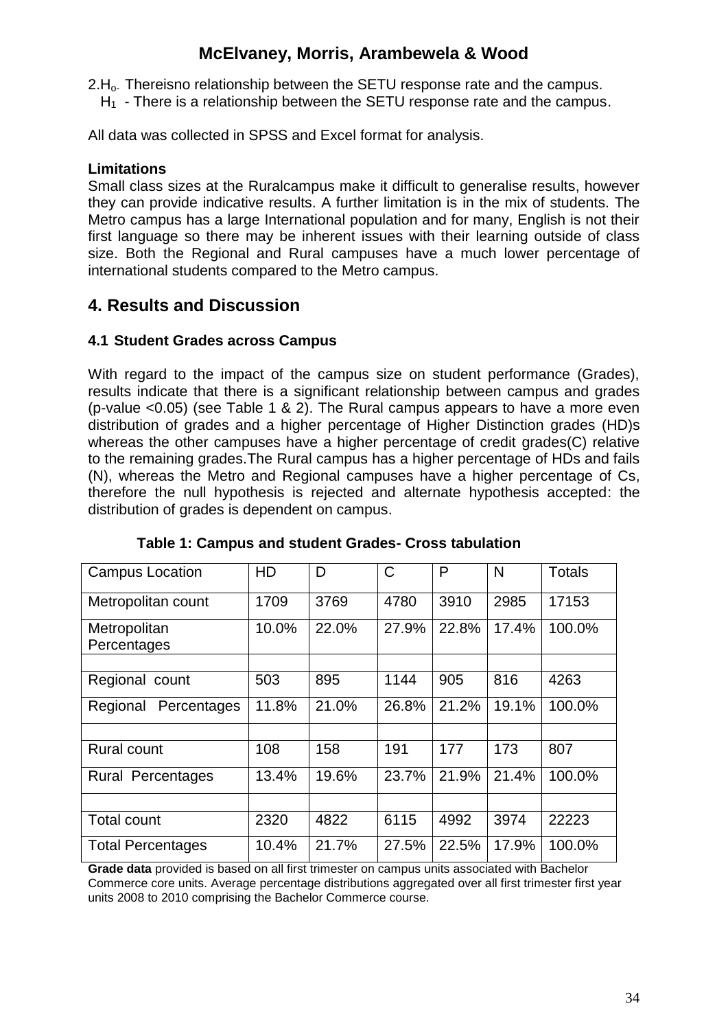2.$H_{o-}$ Thereisno relationship between the SETU response rate and the campus.

$H_1$ - There is a relationship between the SETU response rate and the campus.

All data was collected in SPSS and Excel format for analysis.

**Limitations**

Small class sizes at the Ruralcampus make it difficult to generalise results, however they can provide indicative results. A further limitation is in the mix of students. The Metro campus has a large International population and for many, English is not their first language so there may be inherent issues with their learning outside of class size. Both the Regional and Rural campuses have a much lower percentage of international students compared to the Metro campus.

## 4. Results and Discussion

### 4.1 Student Grades across Campus

With regard to the impact of the campus size on student performance (Grades), results indicate that there is a significant relationship between campus and grades (p-value <0.05) (see Table 1 & 2). The Rural campus appears to have a more even distribution of grades and a higher percentage of Higher Distinction grades (HD)s whereas the other campuses have a higher percentage of credit grades(C) relative to the remaining grades.The Rural campus has a higher percentage of HDs and fails (N), whereas the Metro and Regional campuses have a higher percentage of Cs, therefore the null hypothesis is rejected and alternate hypothesis accepted: the distribution of grades is dependent on campus.

**Table 1: Campus and student Grades- Cross tabulation**

| Campus Location | HD | D | C | P | N | Totals |
|---|---|---|---|---|---|---|
| Metropolitan count | 1709 | 3769 | 4780 | 3910 | 2985 | 17153 |
| Metropolitan Percentages | 10.0% | 22.0% | 27.9% | 22.8% | 17.4% | 100.0% |
| | | | | | | |
| Regional count | 503 | 895 | 1144 | 905 | 816 | 4263 |
| Regional Percentages | 11.8% | 21.0% | 26.8% | 21.2% | 19.1% | 100.0% |
| | | | | | | |
| Rural count | 108 | 158 | 191 | 177 | 173 | 807 |
| Rural Percentages | 13.4% | 19.6% | 23.7% | 21.9% | 21.4% | 100.0% |
| | | | | | | |
| Total count | 2320 | 4822 | 6115 | 4992 | 3974 | 22223 |
| Total Percentages | 10.4% | 21.7% | 27.5% | 22.5% | 17.9% | 100.0% |

**Grade data** provided is based on all first trimester on campus units associated with Bachelor Commerce core units. Average percentage distributions aggregated over all first trimester first year units 2008 to 2010 comprising the Bachelor Commerce course.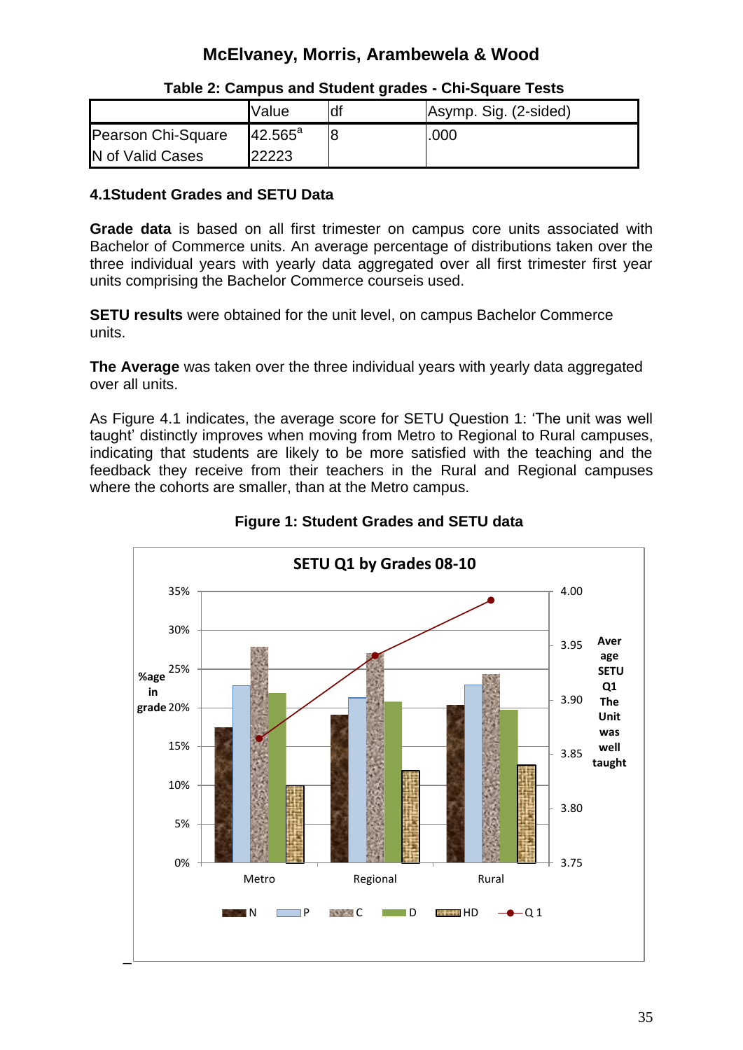**Table 2: Campus and Student grades - Chi-Square Tests**

| | Value | df | Asymp. Sig. (2-sided) |
|---|---|---|---|
| Pearson Chi-Square | 42.565[a] | 8 | .000 |
| N of Valid Cases | 22223 | | |

### 4.1Student Grades and SETU Data

**Grade data** is based on all first trimester on campus core units associated with Bachelor of Commerce units. An average percentage of distributions taken over the three individual years with yearly data aggregated over all first trimester first year units comprising the Bachelor Commerce courseis used.

**SETU results** were obtained for the unit level, on campus Bachelor Commerce units.

**The Average** was taken over the three individual years with yearly data aggregated over all units.

As Figure 4.1 indicates, the average score for SETU Question 1: 'The unit was well taught' distinctly improves when moving from Metro to Regional to Rural campuses, indicating that students are likely to more satisfied with the teaching and the feedback they receive from their teachers in the Rural and Regional campuses where the cohorts are smaller, than at the Metro campus.

**Figure 1: Student Grades and SETU data**

SETU Q1 by Grades 08-10

%age in grade (0%–35%); Average SETU Q1 The Unit was well taught (3.75–4.00)

Metro, Regional, Rural

N, P, C, D, HD, Q 1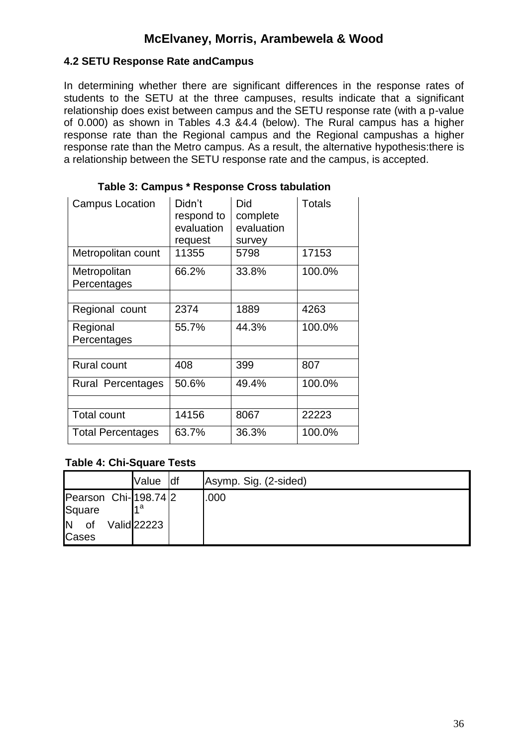### 4.2 SETU Response Rate andCampus

In determining whether there are significant differences in the response rates of students to the SETU at the three campuses, results indicate that a significant relationship does exist between campus and the SETU response rate (with a p-value of 0.000) as shown in Tables 4.3 &4.4 (below). The Rural campus has a higher response rate than the Regional campus and the Regional campushas a higher response rate than the Metro campus. As a result, the alternative hypothesis:there is a relationship between the SETU response rate and the campus, is accepted.

**Table 3: Campus * Response Cross tabulation**

| Campus Location | Didn't respond to evaluation request | Did complete evaluation survey | Totals |
|---|---|---|---|
| Metropolitan count | 11355 | 5798 | 17153 |
| Metropolitan Percentages | 66.2% | 33.8% | 100.0% |
| | | | |
| Regional count | 2374 | 1889 | 4263 |
| Regional Percentages | 55.7% | 44.3% | 100.0% |
| | | | |
| Rural count | 408 | 399 | 807 |
| Rural Percentages | 50.6% | 49.4% | 100.0% |
| | | | |
| Total count | 14156 | 8067 | 22223 |
| Total Percentages | 63.7% | 36.3% | 100.0% |

**Table 4: Chi-Square Tests**

| | Value | df | Asymp. Sig. (2-sided) |
|---|---|---|---|
| Pearson Chi-Square | 198.741[a] | 2 | .000 |
| N of Valid Cases | 22223 | | |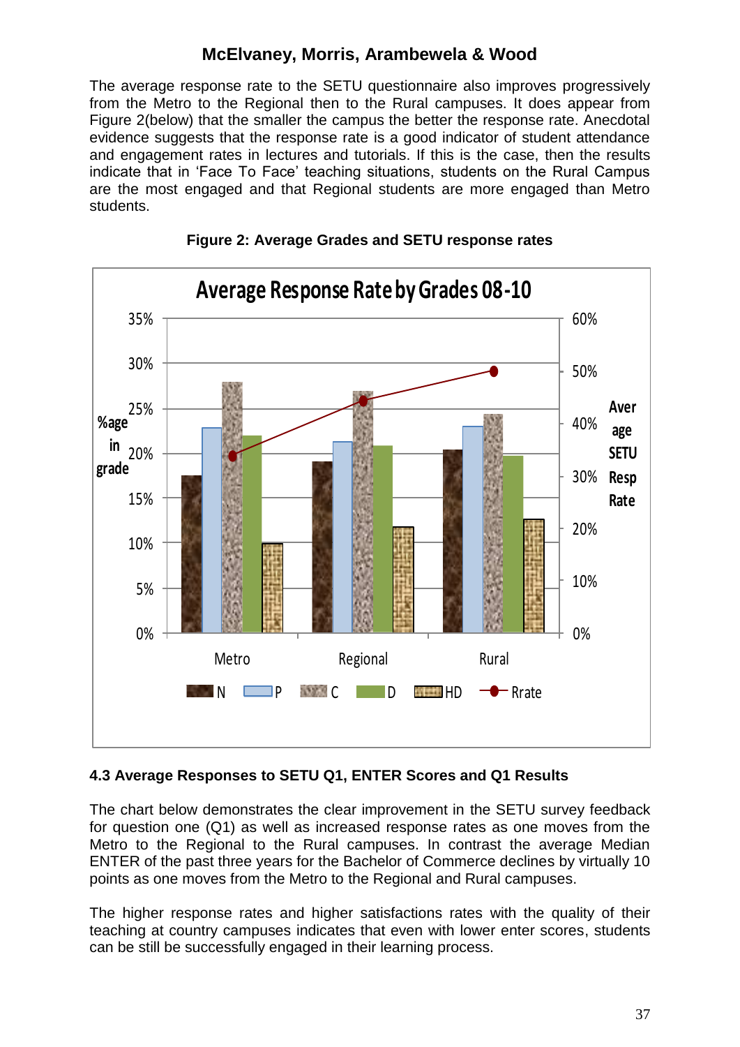The average response rate to the SETU questionnaire also improves progressively from the Metro to the Regional then to the Rural campuses. It does appear from Figure 2(below) that the smaller the campus the better the response rate. Anecdotal evidence suggests that the response rate is a good indicator of student attendance and engagement rates in lectures and tutorials. If this is the case, then the results indicate that in 'Face To Face' teaching situations, students on the Rural Campus are the most engaged and that Regional students are more engaged than Metro students.

**Figure 2: Average Grades and SETU response rates**

### 4.3 Average Responses to SETU Q1, ENTER Scores and Q1 Results

The chart below demonstrates the clear improvement in the SETU survey feedback for question one (Q1) as well as increased response rates as one moves from the Metro to the Regional to the Rural campuses. In contrast the average Median ENTER of the past three years for the Bachelor of Commerce declines by virtually 10 points as one moves from the Metro to the Regional and Rural campuses.

The higher response rates and higher satisfactions rates with the quality of their teaching at country campuses indicates that even with lower enter scores, students can be still be successfully engaged in their learning process.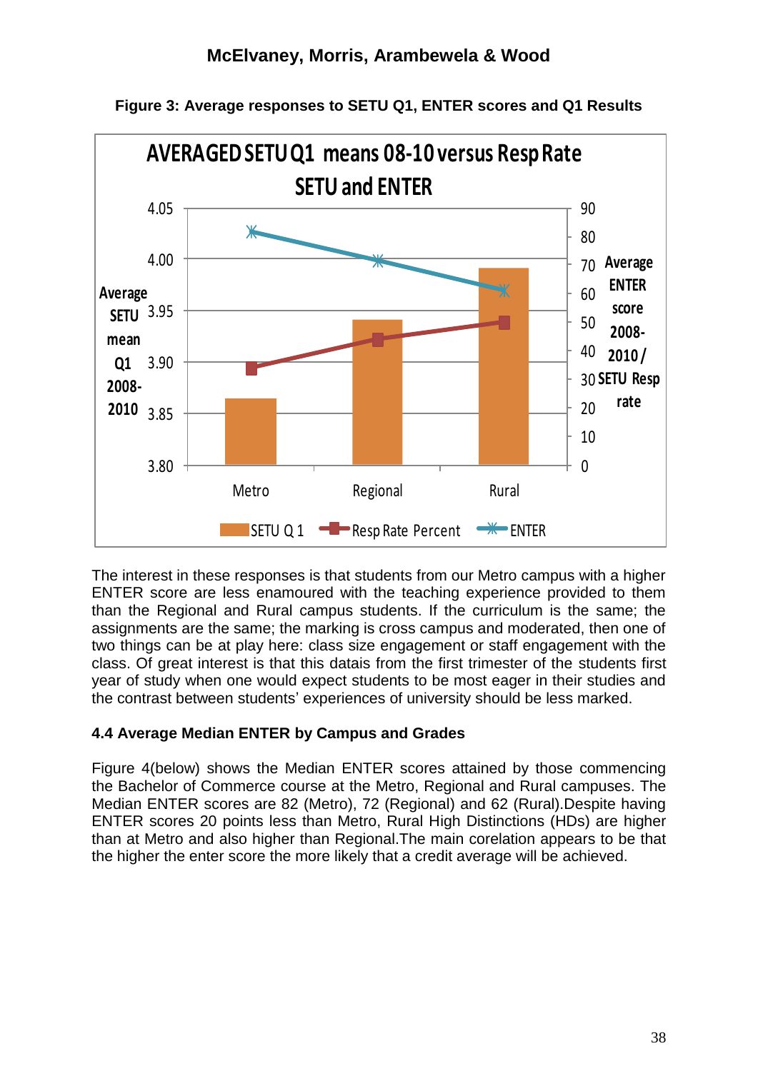**Figure 3: Average responses to SETU Q1, ENTER scores and Q1 Results**

The interest in these responses is that students from our Metro campus with a higher ENTER score are less enamoured with the teaching experience provided to them than the Regional and Rural campus students. If the curriculum is the same; the assignments are the same; the marking is cross campus and moderated, then one of two things can be at play here: class size engagement or staff engagement with the class. Of great interest is that this datais from the first trimester of the students first year of study when one would expect students to be most eager in their studies and the contrast between students' experiences of university should be less marked.

### 4.4 Average Median ENTER by Campus and Grades

Figure 4(below) shows the Median ENTER scores attained by those commencing the Bachelor of Commerce course at the Metro, Regional and Rural campuses. The Median ENTER scores are 82 (Metro), 72 (Regional) and 62 (Rural).Despite having ENTER scores 20 points less than Metro, Rural High Distinctions (HDs) are higher than at Metro and also higher than Regional.The main corelation appears to be that the higher the enter score the more likely that a credit average will be achieved.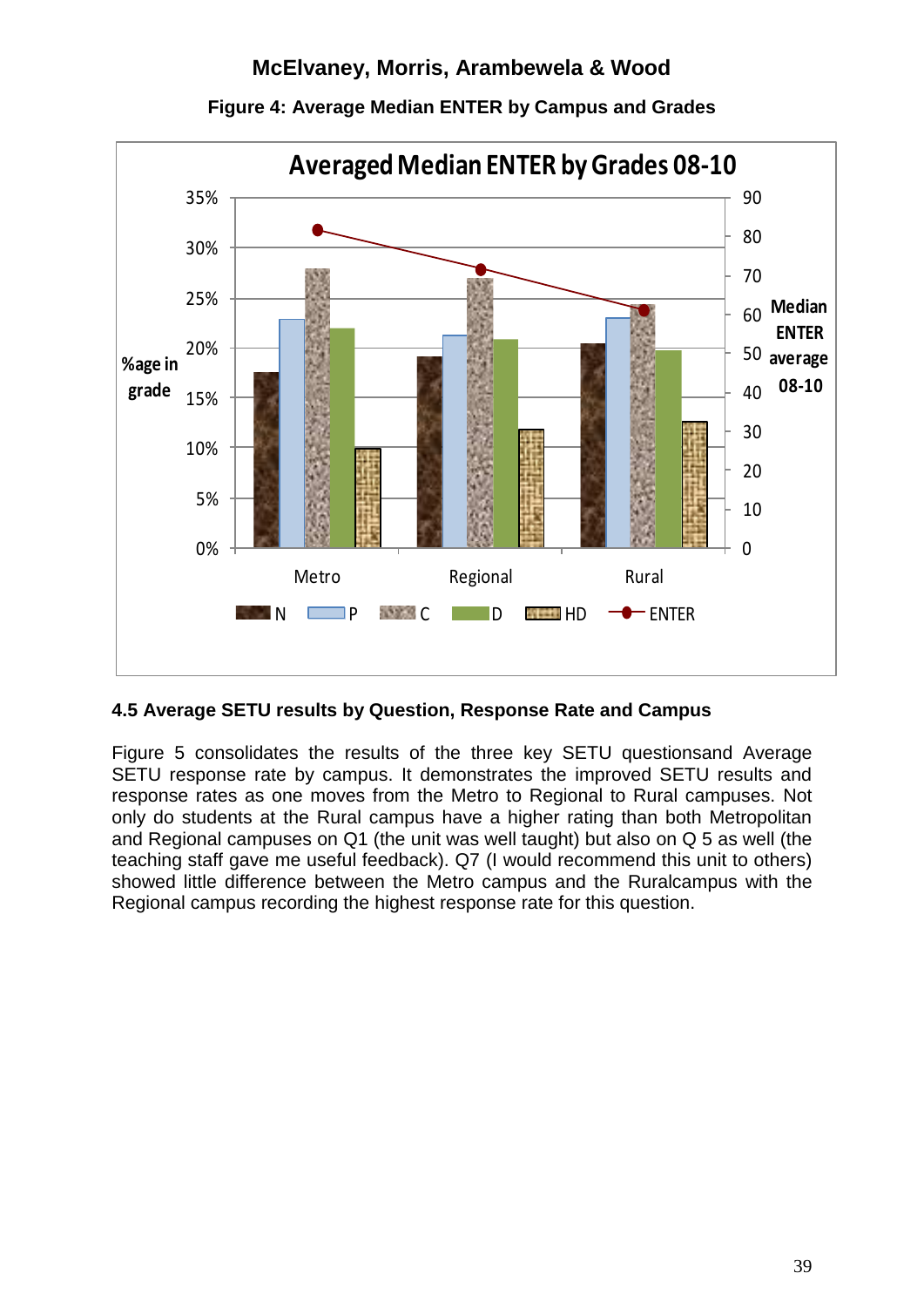**Figure 4: Average Median ENTER by Campus and Grades**

### 4.5 Average SETU results by Question, Response Rate and Campus

Figure 5 consolidates the results of the three key SETU questionsand Average SETU response rate by campus. It demonstrates the improved SETU results and response rates as one moves from the Metro to Regional to Rural campuses. Not only do students at the Rural campus have a higher rating than both Metropolitan and Regional campuses on Q1 (the unit was well taught) but also on Q 5 as well (the teaching staff gave me useful feedback). Q7 (I would recommend this unit to others) showed little difference between the Metro campus and the Ruralcampus with the Regional campus recording the highest response rate for this question.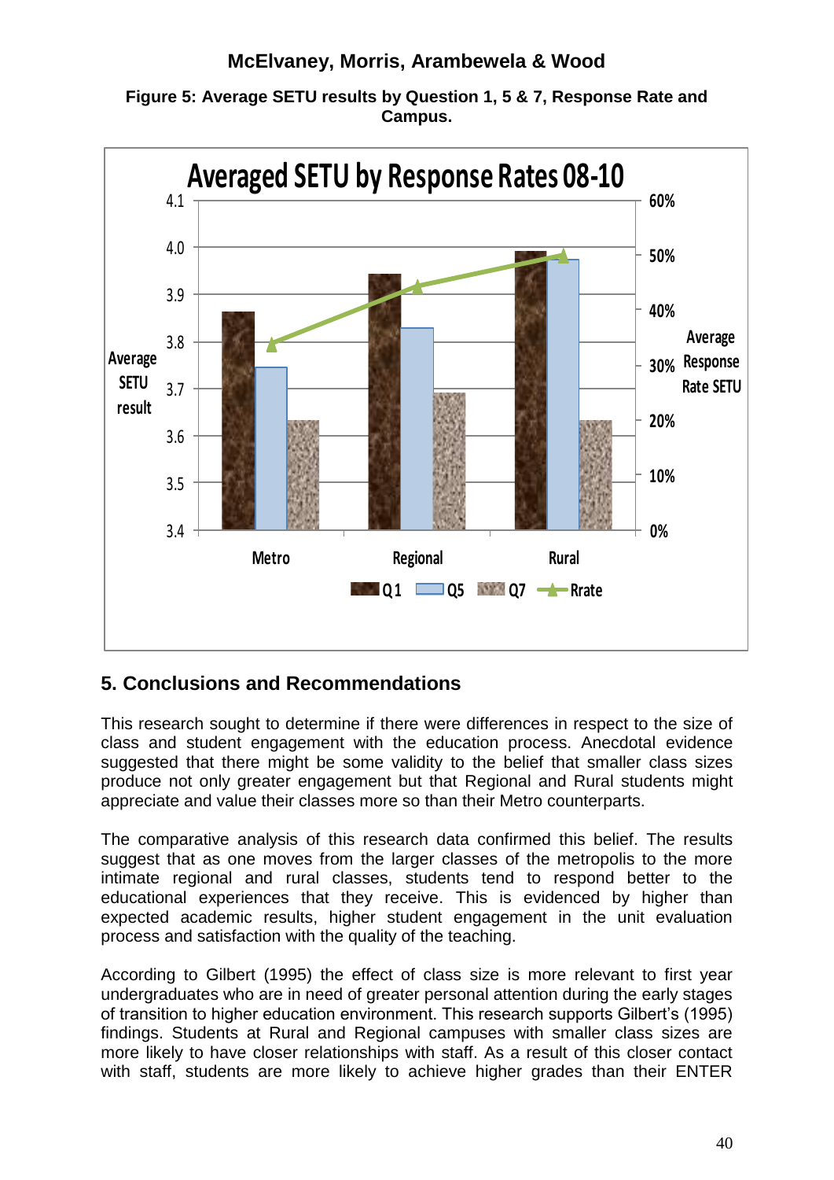**Figure 5: Average SETU results by Question 1, 5 & 7, Response Rate and Campus.**

## 5. Conclusions and Recommendations

This research sought to determine if there were differences in respect to the size of class and student engagement with the education process. Anecdotal evidence suggested that there might be some validity to the belief that smaller class sizes produce not only greater engagement but that Regional and Rural students might appreciate and value their classes more so than their Metro counterparts.

The comparative analysis of this research data confirmed this belief. The results suggest that as one moves from the larger classes of the metropolis to the more intimate regional and rural classes, students tend to respond better to the educational experiences that they receive. This is evidenced by higher than expected academic results, higher student engagement in the unit evaluation process and satisfaction with the quality of the teaching.

According to Gilbert (1995) the effect of class size is more relevant to first year undergraduates who are in need of greater personal attention during the early stages of transition to higher education environment. This research supports Gilbert's (1995) findings. Students at Rural and Regional campuses with smaller class sizes are more likely to have closer relationships with staff. As a result of this closer contact with staff, students are more likely to achieve higher grades than their ENTER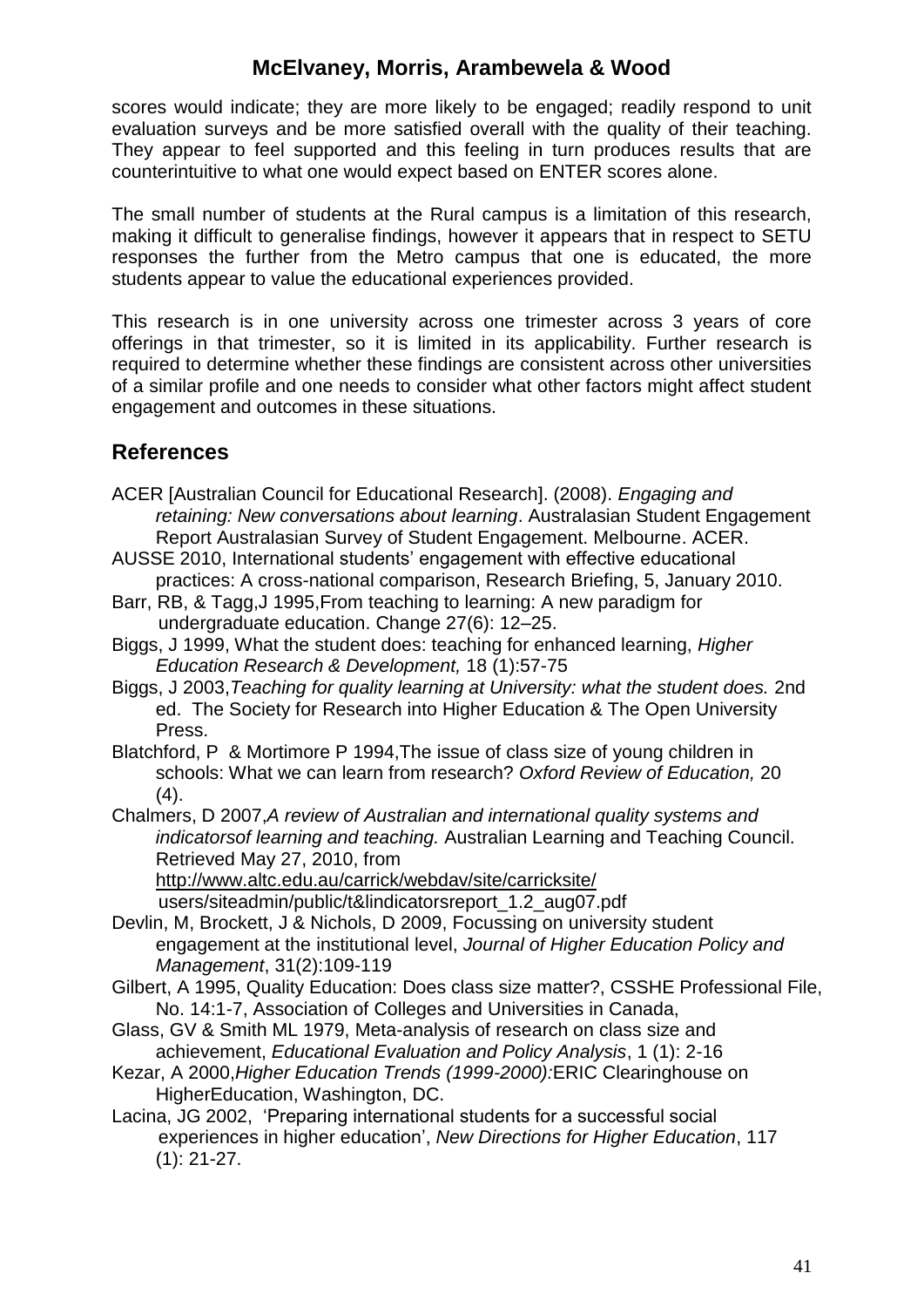scores would indicate; they are more likely to be engaged; readily respond to unit evaluation surveys and be more satisfied overall with the quality of their teaching. They appear to feel supported and this feeling in turn produces results that are counterintuitive to what one would expect based on ENTER scores alone.

The small number of students at the Rural campus is a limitation of this research, making it difficult to generalise findings, however it appears that in respect to SETU responses the further from the Metro campus that one is educated, the more students appear to value the educational experiences provided.

This research is in one university across one trimester across 3 years of core offerings in that trimester, so it is limited in its applicability. Further research is required to determine whether these findings are consistent across other universities of a similar profile and one needs to consider what other factors might affect student engagement and outcomes in these situations.

## References

ACER [Australian Council for Educational Research]. (2008). *Engaging and retaining: New conversations about learning*. Australasian Student Engagement Report Australasian Survey of Student Engagement. Melbourne. ACER.

AUSSE 2010, International students' engagement with effective educational practices: A cross-national comparison, Research Briefing, 5, January 2010.

Barr, RB, & Tagg,J 1995,From teaching to learning: A new paradigm for undergraduate education. Change 27(6): 12–25.

Biggs, J 1999, What the student does: teaching for enhanced learning, *Higher Education Research & Development,* 18 (1):57-75

Biggs, J 2003,*Teaching for quality learning at University: what the student does.* 2nd ed. The Society for Research into Higher Education & The Open University Press.

Blatchford, P & Mortimore P 1994,The issue of class size of young children in schools: What we can learn from research? *Oxford Review of Education,* 20 (4).

Chalmers, D 2007,*A review of Australian and international quality systems and indicatorsof learning and teaching.* Australian Learning and Teaching Council. Retrieved May 27, 2010, from http://www.altc.edu.au/carrick/webdav/site/carricksite/ users/siteadmin/public/t&lindicatorsreport_1.2_aug07.pdf

Devlin, M, Brockett, J & Nichols, D 2009, Focussing on university student engagement at the institutional level, *Journal of Higher Education Policy and Management*, 31(2):109-119

Gilbert, A 1995, Quality Education: Does class size matter?, CSSHE Professional File, No. 14:1-7, Association of Colleges and Universities in Canada,

Glass, GV & Smith ML 1979, Meta-analysis of research on class size and achievement, *Educational Evaluation and Policy Analysis*, 1 (1): 2-16

Kezar, A 2000,*Higher Education Trends (1999-2000):*ERIC Clearinghouse on HigherEducation, Washington, DC.

Lacina, JG 2002, 'Preparing international students for a successful social experiences in higher education', *New Directions for Higher Education*, 117 (1): 21-27.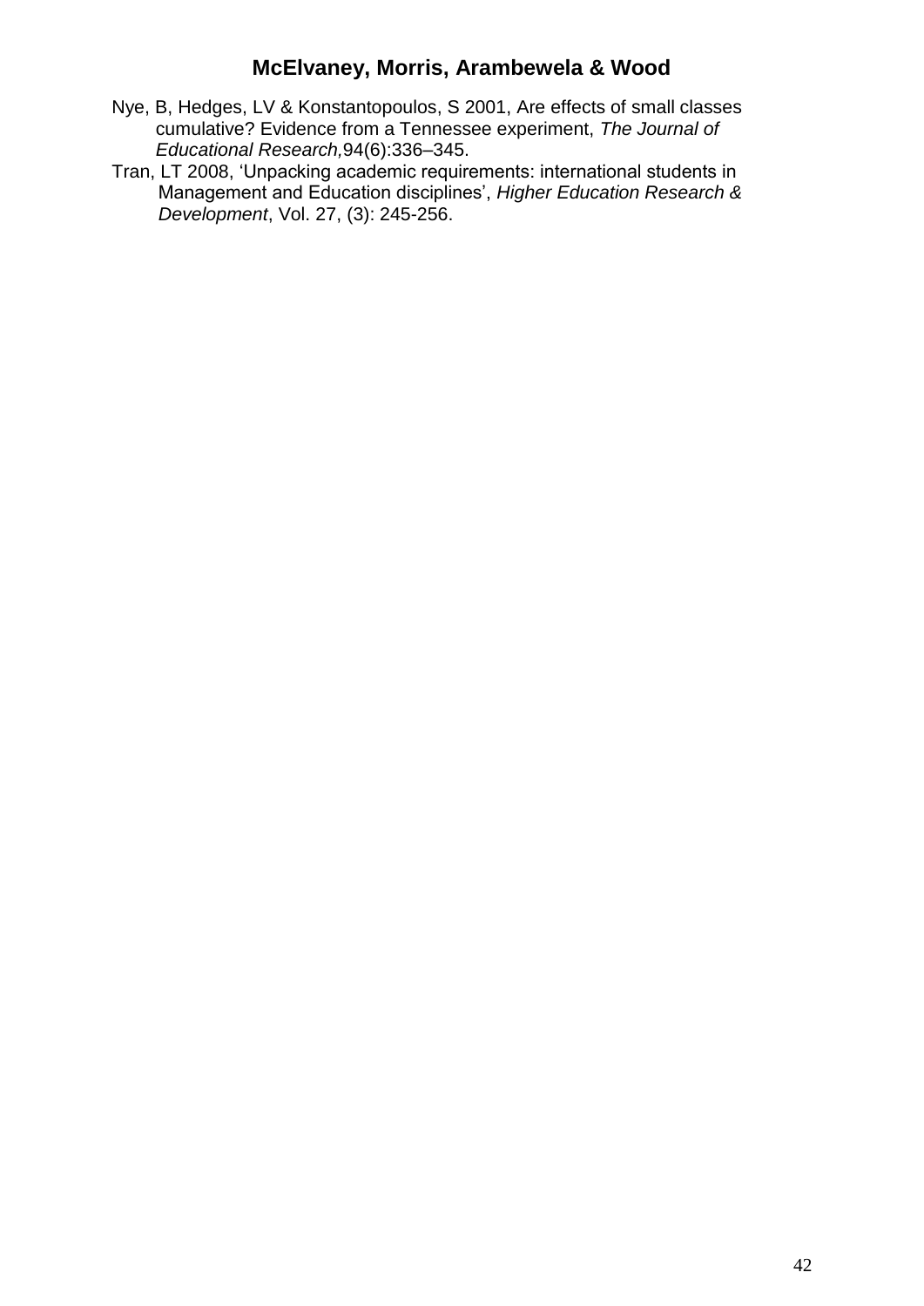Nye, B, Hedges, LV & Konstantopoulos, S 2001, Are effects of small classes cumulative? Evidence from a Tennessee experiment, *The Journal of Educational Research,*94(6):336–345.

Tran, LT 2008, 'Unpacking academic requirements: international students in Management and Education disciplines', *Higher Education Research & Development*, Vol. 27, (3): 245-256.